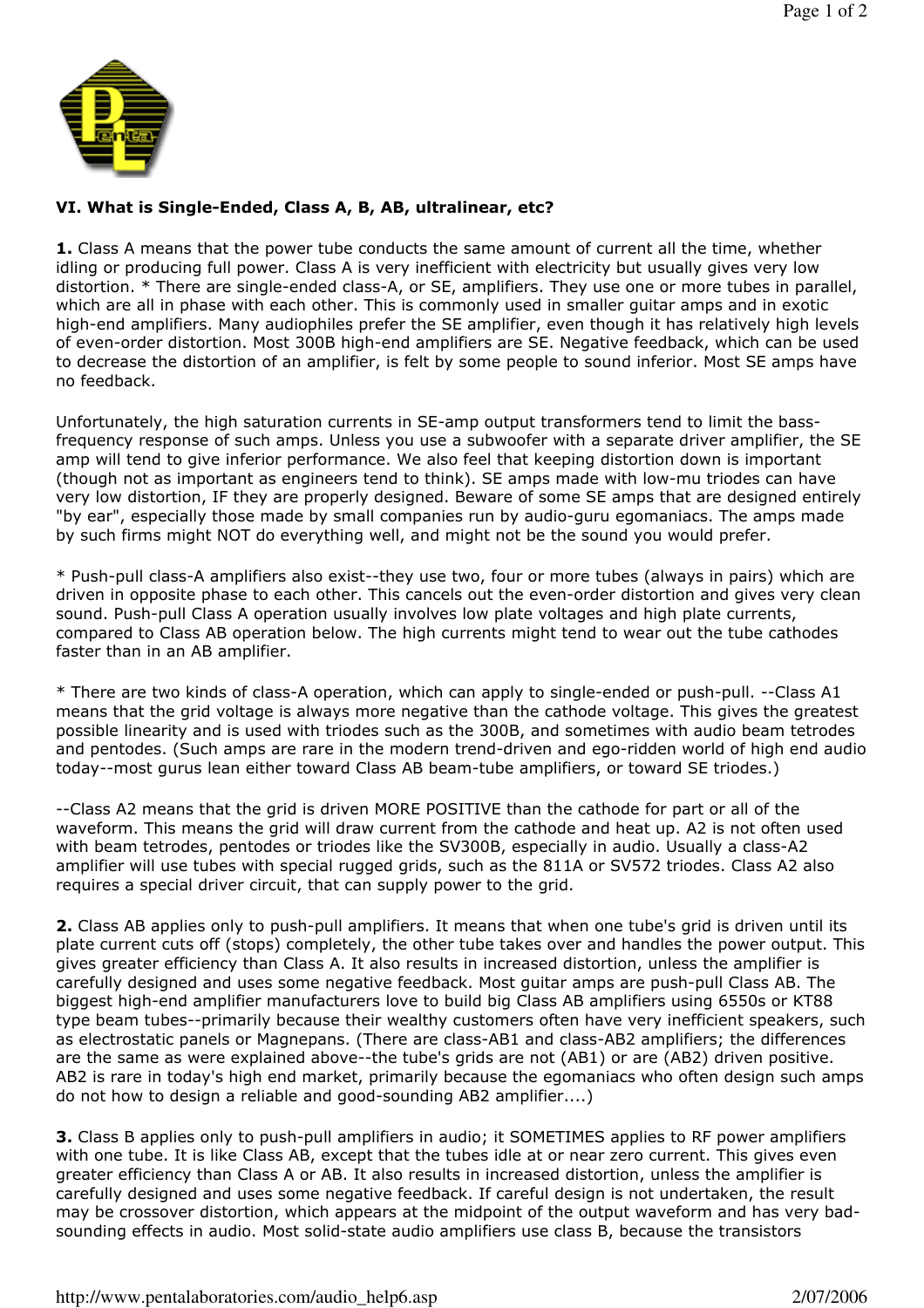### VI. What is Single-Ended, Class A, B, AB, ultralinear, etc?

**1.** Class A means that the power tube conducts the same amount of current all the time, whether idling or producing full power. Class A is very inefficient with electricity but usually gives very low distortion. * There are single-ended class-A, or SE, amplifiers. They use one or more tubes in parallel, which are all in phase with each other. This is commonly used in smaller guitar amps and in exotic high-end amplifiers. Many audiophiles prefer the SE amplifier, even though it has relatively high levels of even-order distortion. Most 300B high-end amplifiers are SE. Negative feedback, which can be used to decrease the distortion of an amplifier, is felt by some people to sound inferior. Most SE amps have no feedback.

Unfortunately, the high saturation currents in SE-amp output transformers tend to limit the bass-frequency response of such amps. Unless you use a subwoofer with a separate driver amplifier, the SE amp will tend to give inferior performance. We also feel that keeping distortion down is important (though not as important as engineers tend to think). SE amps made with low-mu triodes can have very low distortion, IF they are properly designed. Beware of some SE amps that are designed entirely "by ear", especially those made by small companies run by audio-guru egomaniacs. The amps made by such firms might NOT do everything well, and might not be the sound you would prefer.

* Push-pull class-A amplifiers also exist--they use two, four or more tubes (always in pairs) which are driven in opposite phase to each other. This cancels out the even-order distortion and gives very clean sound. Push-pull Class A operation usually involves low plate voltages and high plate currents, compared to Class AB operation below. The high currents might tend to wear out the tube cathodes faster than in an AB amplifier.

* There are two kinds of class-A operation, which can apply to single-ended or push-pull. --Class A1 means that the grid voltage is always more negative than the cathode voltage. This gives the greatest possible linearity and is used with triodes such as the 300B, and sometimes with audio beam tetrodes and pentodes. (Such amps are rare in the modern trend-driven and ego-ridden world of high end audio today--most gurus lean either toward Class AB beam-tube amplifiers, or toward SE triodes.)

--Class A2 means that the grid is driven MORE POSITIVE than the cathode for part or all of the waveform. This means the grid will draw current from the cathode and heat up. A2 is not often used with beam tetrodes, pentodes or triodes like the SV300B, especially in audio. Usually a class-A2 amplifier will use tubes with special rugged grids, such as the 811A or SV572 triodes. Class A2 also requires a special driver circuit, that can supply power to the grid.

**2.** Class AB applies only to push-pull amplifiers. It means that when one tube's grid is driven until its plate current cuts off (stops) completely, the other tube takes over and handles the power output. This gives greater efficiency than Class A. It also results in increased distortion, unless the amplifier is carefully designed and uses some negative feedback. Most guitar amps are push-pull Class AB. The biggest high-end amplifier manufacturers love to build big Class AB amplifiers using 6550s or KT88 type beam tubes--primarily because their wealthy customers often have very inefficient speakers, such as electrostatic panels or Magnepans. (There are class-AB1 and class-AB2 amplifiers; the differences are the same as were explained above--the tube's grids are not (AB1) or are (AB2) driven positive. AB2 is rare in today's high end market, primarily because the egomaniacs who often design such amps do not how to design a reliable and good-sounding AB2 amplifier....)

**3.** Class B applies only to push-pull amplifiers in audio; it SOMETIMES applies to RF power amplifiers with one tube. It is like Class AB, except that the tubes idle at or near zero current. This gives even greater efficiency than Class A or AB. It also results in increased distortion, unless the amplifier is carefully designed and uses some negative feedback. If careful design is not undertaken, the result may be crossover distortion, which appears at the midpoint of the output waveform and has very bad-sounding effects in audio. Most solid-state audio amplifiers use class B, because the transistors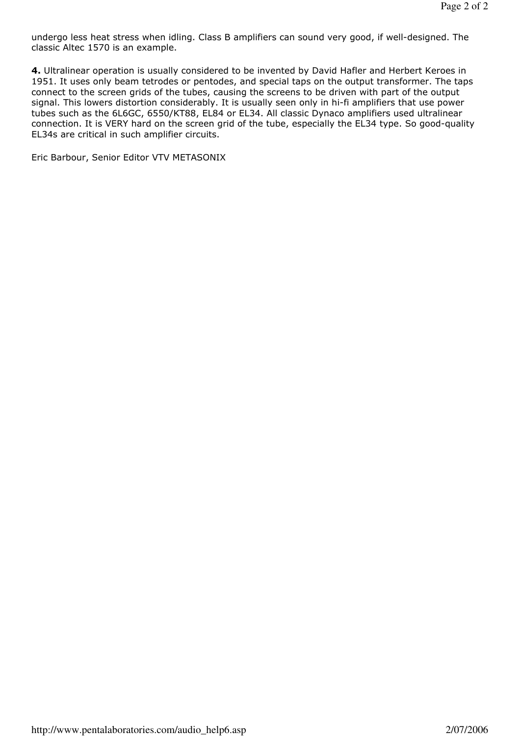undergo less heat stress when idling. Class B amplifiers can sound very good, if well-designed. The classic Altec 1570 is an example.

**4.** Ultralinear operation is usually considered to be invented by David Hafler and Herbert Keroes in 1951. It uses only beam tetrodes or pentodes, and special taps on the output transformer. The taps connect to the screen grids of the tubes, causing the screens to be driven with part of the output signal. This lowers distortion considerably. It is usually seen only in hi-fi amplifiers that use power tubes such as the 6L6GC, 6550/KT88, EL84 or EL34. All classic Dynaco amplifiers used ultralinear connection. It is VERY hard on the screen grid of the tube, especially the EL34 type. So good-quality EL34s are critical in such amplifier circuits.

Eric Barbour, Senior Editor VTV METASONIX